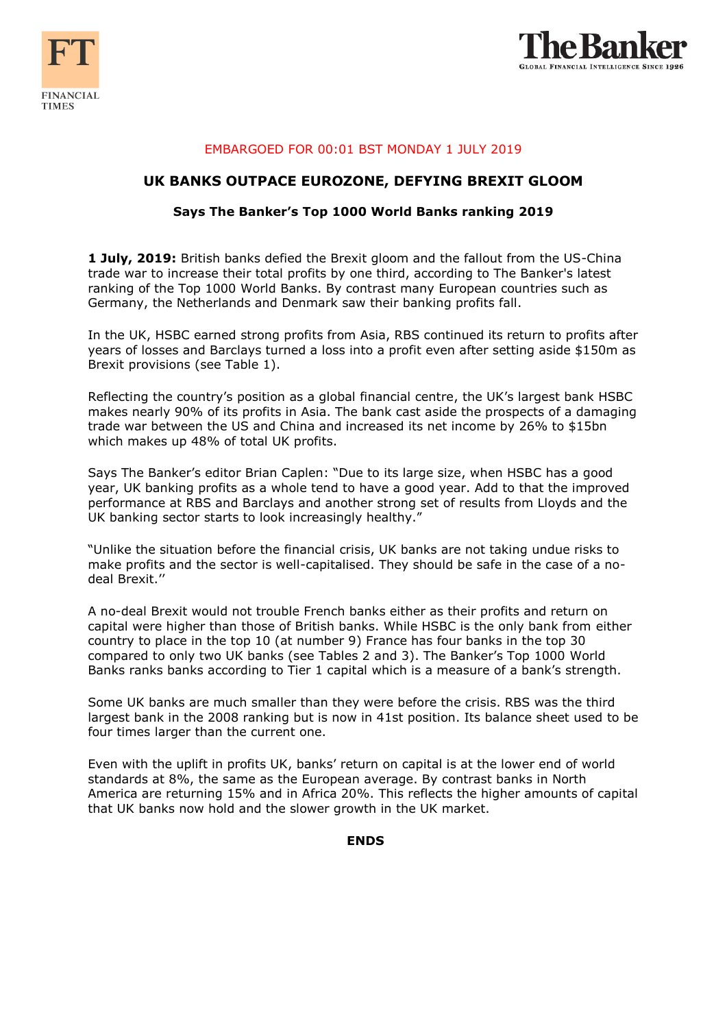EMBARGOED FOR 00:01 BST MONDAY 1 JULY 2019

# UK BANKS OUTPACE EUROZONE, DEFYING BREXIT GLOOM

## Says The Banker's Top 1000 World Banks ranking 2019

**1 July, 2019:** British banks defied the Brexit gloom and the fallout from the US-China trade war to increase their total profits by one third, according to The Banker's latest ranking of the Top 1000 World Banks. By contrast many European countries such as Germany, the Netherlands and Denmark saw their banking profits fall.

In the UK, HSBC earned strong profits from Asia, RBS continued its return to profits after years of losses and Barclays turned a loss into a profit even after setting aside $150m as Brexit provisions (see Table 1).

Reflecting the country's position as a global financial centre, the UK's largest bank HSBC makes nearly 90% of its profits in Asia. The bank cast aside the prospects of a damaging trade war between the US and China and increased its net income by 26% to $15bn which makes up 48% of total UK profits.

Says The Banker's editor Brian Caplen: "Due to its large size, when HSBC has a good year, UK banking profits as a whole tend to have a good year. Add to that the improved performance at RBS and Barclays and another strong set of results from Lloyds and the UK banking sector starts to look increasingly healthy."

"Unlike the situation before the financial crisis, UK banks are not taking undue risks to make profits and the sector is well-capitalised. They should be safe in the case of a no-deal Brexit.''

A no-deal Brexit would not trouble French banks either as their profits and return on capital were higher than those of British banks. While HSBC is the only bank from either country to place in the top 10 (at number 9) France has four banks in the top 30 compared to only two UK banks (see Tables 2 and 3). The Banker's Top 1000 World Banks ranks banks according to Tier 1 capital which is a measure of a bank's strength.

Some UK banks are much smaller than they were before the crisis. RBS was the third largest bank in the 2008 ranking but is now in 41st position. Its balance sheet used to be four times larger than the current one.

Even with the uplift in profits UK, banks' return on capital is at the lower end of world standards at 8%, the same as the European average. By contrast banks in North America are returning 15% and in Africa 20%. This reflects the higher amounts of capital that UK banks now hold and the slower growth in the UK market.

**ENDS**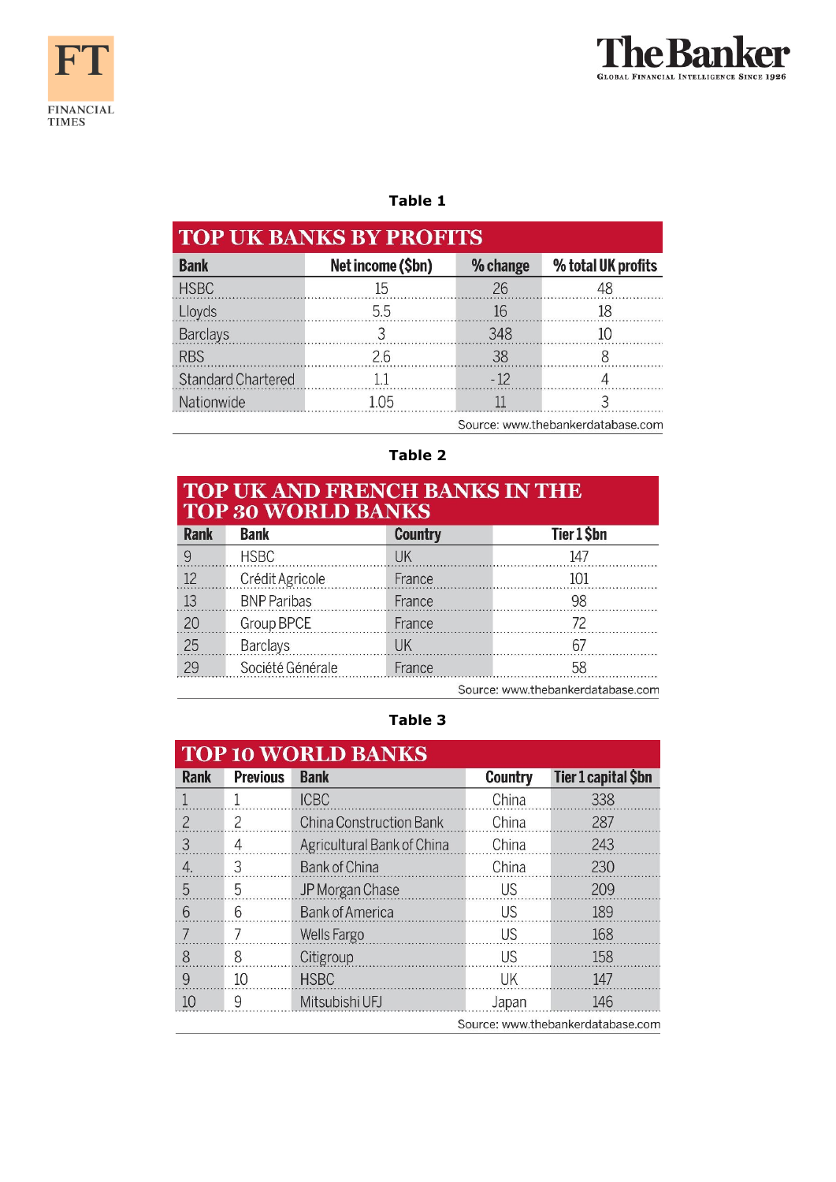**Table 1**

## TOP UK BANKS BY PROFITS

| Bank | Net income ($bn) | % change | % total UK profits |
|---|---|---|---|
| HSBC | 15 | 26 | 48 |
| Lloyds | 5.5 | 16 | 18 |
| Barclays | 3 | 348 | 10 |
| RBS | 2.6 | 38 | 8 |
| Standard Chartered | 1.1 | -12 | 4 |
| Nationwide | 1.05 | 11 | 3 |

Source: www.thebankerdatabase.com

**Table 2**

## TOP UK AND FRENCH BANKS IN THE TOP 30 WORLD BANKS

| Rank | Bank | Country | Tier 1 $bn |
|---|---|---|---|
| 9 | HSBC | UK | 147 |
| 12 | Crédit Agricole | France | 101 |
| 13 | BNP Paribas | France | 98 |
| 20 | Group BPCE | France | 72 |
| 25 | Barclays | UK | 67 |
| 29 | Société Générale | France | 58 |

Source: www.thebankerdatabase.com

**Table 3**

## TOP 10 WORLD BANKS

| Rank | Previous | Bank | Country | Tier 1 capital $bn |
|---|---|---|---|---|
| 1 | 1 | ICBC | China | 338 |
| 2 | 2 | China Construction Bank | China | 287 |
| 3 | 4 | Agricultural Bank of China | China | 243 |
| 4. | 3 | Bank of China | China | 230 |
| 5 | 5 | JP Morgan Chase | US | 209 |
| 6 | 6 | Bank of America | US | 189 |
| 7 | 7 | Wells Fargo | US | 168 |
| 8 | 8 | Citigroup | US | 158 |
| 9 | 10 | HSBC | UK | 147 |
| 10 | 9 | Mitsubishi UFJ | Japan | 146 |

Source: www.thebankerdatabase.com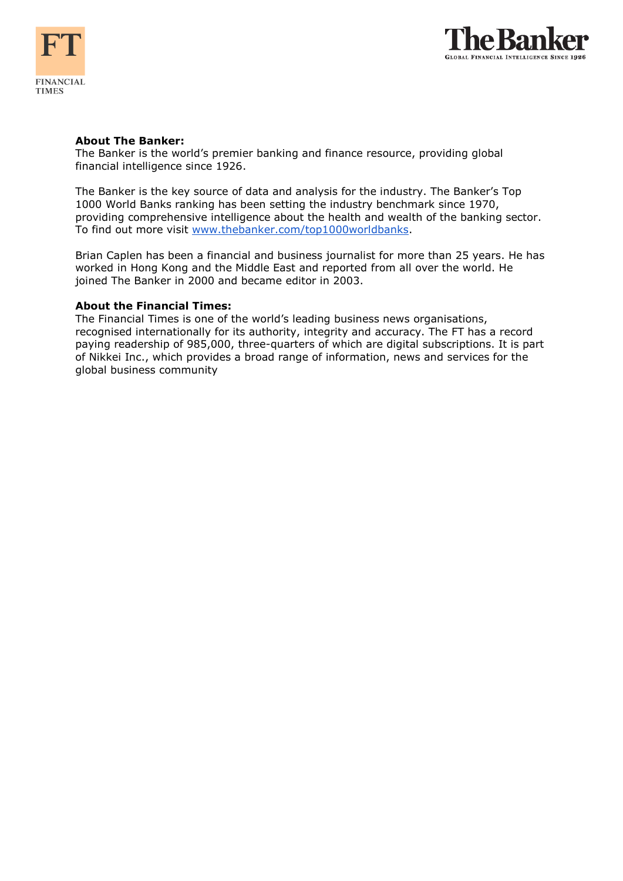**About The Banker:**
The Banker is the world's premier banking and finance resource, providing global financial intelligence since 1926.

The Banker is the key source of data and analysis for the industry. The Banker's Top 1000 World Banks ranking has been setting the industry benchmark since 1970, providing comprehensive intelligence about the health and wealth of the banking sector. To find out more visit www.thebanker.com/top1000worldbanks.

Brian Caplen has been a financial and business journalist for more than 25 years. He has worked in Hong Kong and the Middle East and reported from all over the world. He joined The Banker in 2000 and became editor in 2003.

**About the Financial Times:**
The Financial Times is one of the world's leading business news organisations, recognised internationally for its authority, integrity and accuracy. The FT has a record paying readership of 985,000, three-quarters of which are digital subscriptions. It is part of Nikkei Inc., which provides a broad range of information, news and services for the global business community